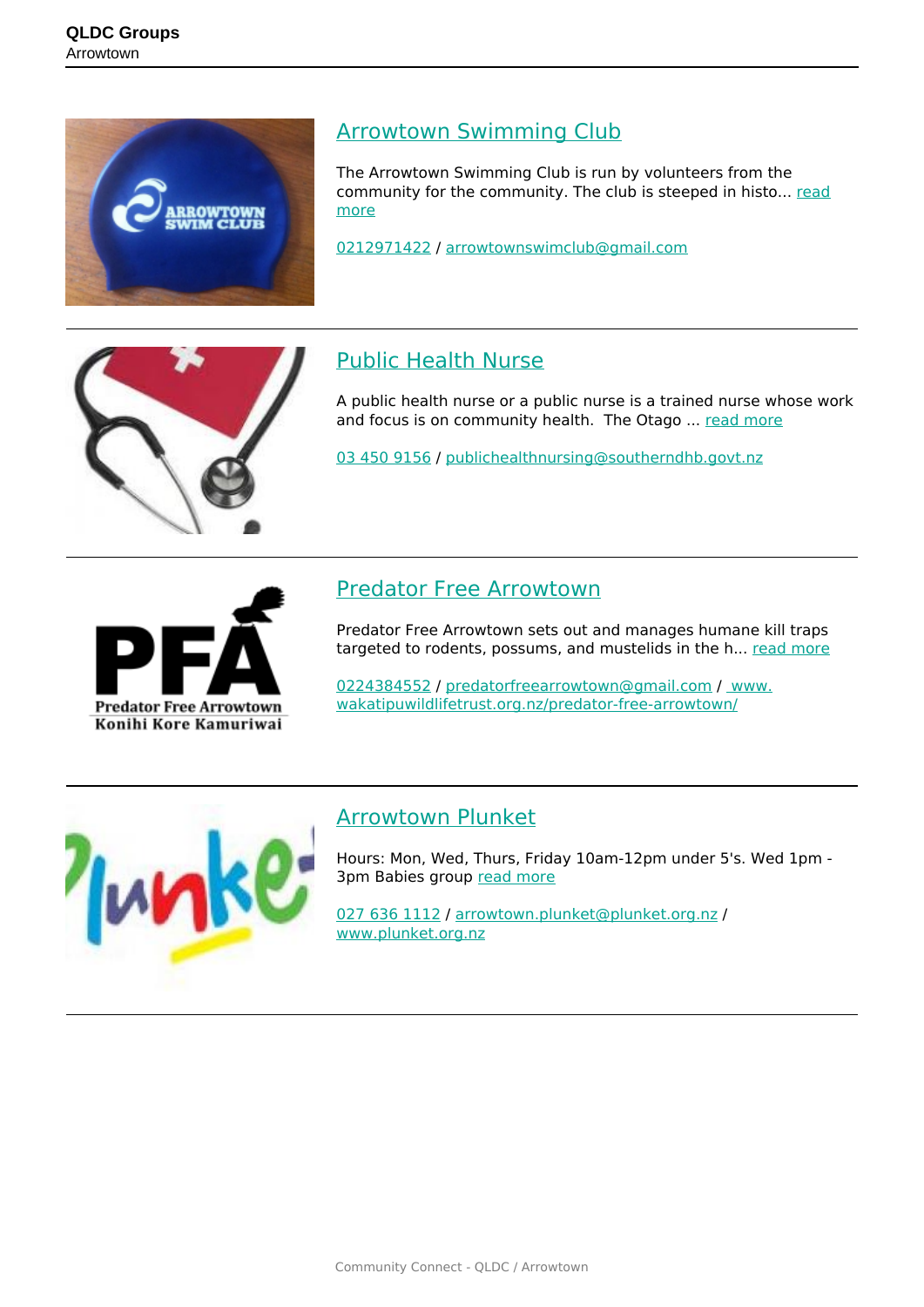# QLDC Groups

Arrowtown

## Arrowtown Swimming Club

The Arrowtown Swimming Club is run by volunteers from the community for the community. The club is steeped in histo... read more

0212971422 / arrowtownswimclub@gmail.com

## Public Health Nurse

A public health nurse or a public nurse is a trained nurse whose work and focus is on community health.  The Otago ... read more

03 450 9156 / publichealthnursing@southerndhb.govt.nz

## Predator Free Arrowtown

Predator Free Arrowtown sets out and manages humane kill traps targeted to rodents, possums, and mustelids in the h... read more

0224384552 / predatorfreearrowtown@gmail.com / www.wakatipuwildlifetrust.org.nz/predator-free-arrowtown/

## Arrowtown Plunket

Hours: Mon, Wed, Thurs, Friday 10am-12pm under 5's. Wed 1pm - 3pm Babies group read more

027 636 1112 / arrowtown.plunket@plunket.org.nz / www.plunket.org.nz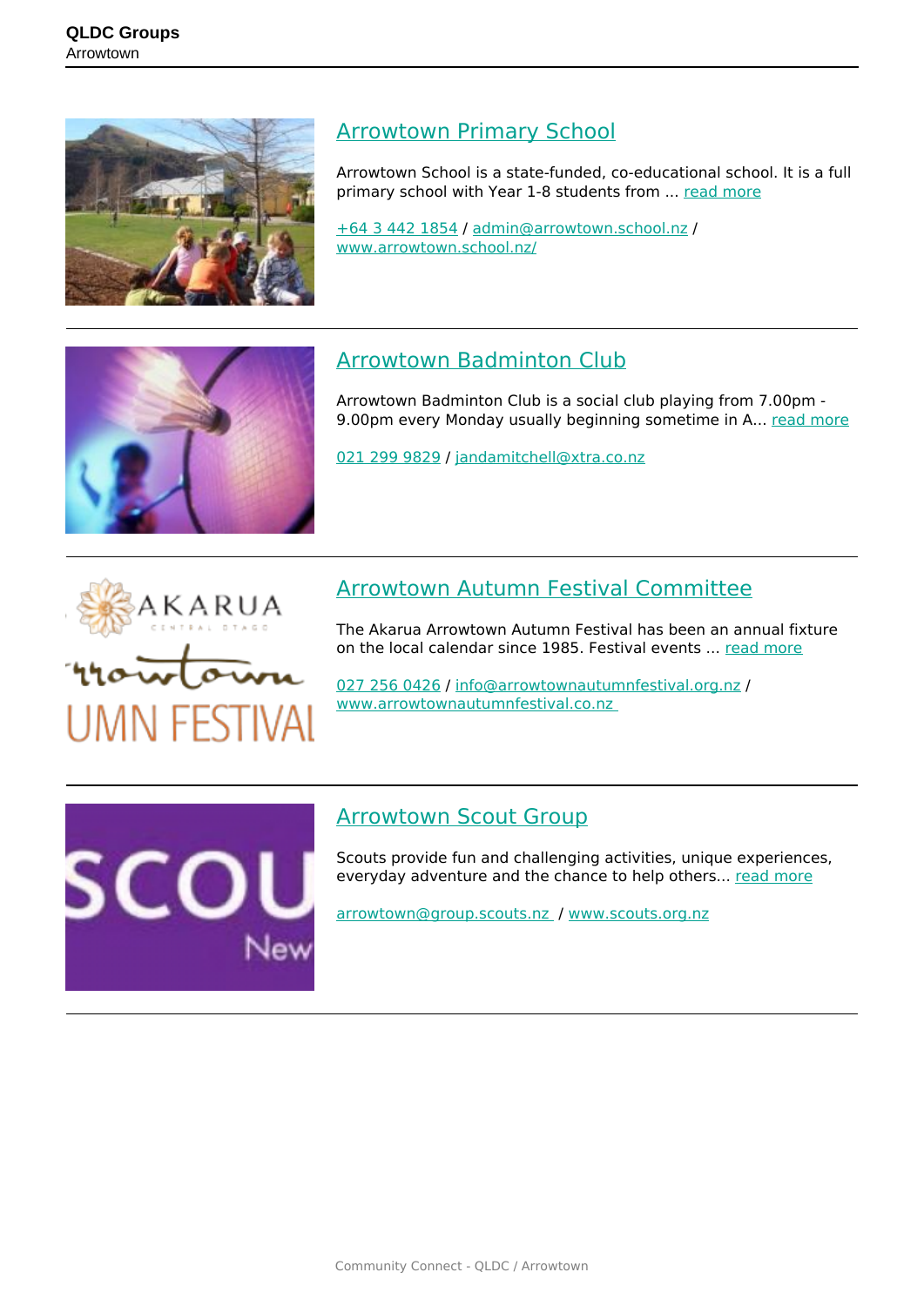## Arrowtown Primary School

Arrowtown School is a state-funded, co-educational school. It is a full primary school with Year 1-8 students from ... read more

+64 3 442 1854 / admin@arrowtown.school.nz / www.arrowtown.school.nz/

---

## Arrowtown Badminton Club

Arrowtown Badminton Club is a social club playing from 7.00pm - 9.00pm every Monday usually beginning sometime in A... read more

021 299 9829 / jandamitchell@xtra.co.nz

---

## Arrowtown Autumn Festival Committee

The Akarua Arrowtown Autumn Festival has been an annual fixture on the local calendar since 1985. Festival events ... read more

027 256 0426 / info@arrowtownautumnfestival.org.nz / www.arrowtownautumnfestival.co.nz

---

## Arrowtown Scout Group

Scouts provide fun and challenging activities, unique experiences, everyday adventure and the chance to help others... read more

arrowtown@group.scouts.nz / www.scouts.org.nz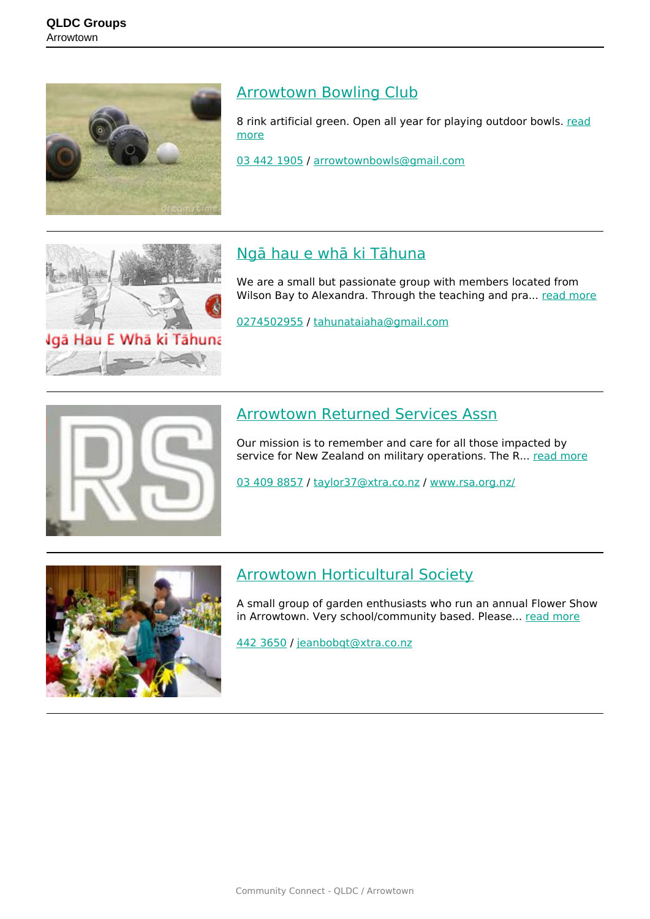## Arrowtown Bowling Club

8 rink artificial green. Open all year for playing outdoor bowls. read more

03 442 1905 / arrowtownbowls@gmail.com

---

## Ngā hau e whā ki Tāhuna

We are a small but passionate group with members located from Wilson Bay to Alexandra. Through the teaching and pra... read more

0274502955 / tahunataiaha@gmail.com

---

## Arrowtown Returned Services Assn

Our mission is to remember and care for all those impacted by service for New Zealand on military operations. The R... read more

03 409 8857 / taylor37@xtra.co.nz / www.rsa.org.nz/

---

## Arrowtown Horticultural Society

A small group of garden enthusiasts who run an annual Flower Show in Arrowtown. Very school/community based. Please... read more

442 3650 / jeanbobqt@xtra.co.nz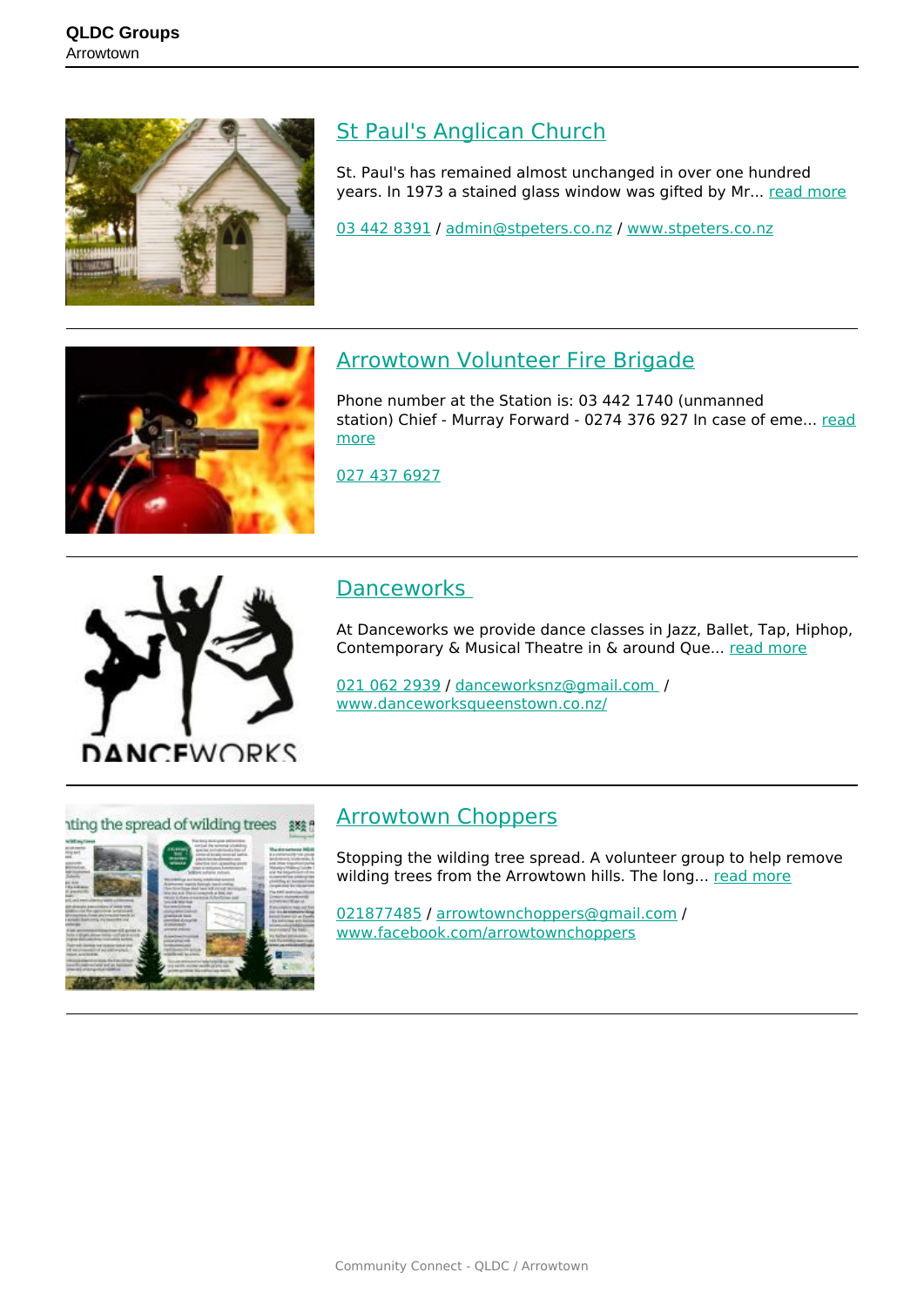## St Paul's Anglican Church

St. Paul's has remained almost unchanged in over one hundred years. In 1973 a stained glass window was gifted by Mr... read more

03 442 8391 / admin@stpeters.co.nz / www.stpeters.co.nz

---

## Arrowtown Volunteer Fire Brigade

Phone number at the Station is: 03 442 1740 (unmanned station) Chief - Murray Forward - 0274 376 927 In case of eme... read more

027 437 6927

---

## Danceworks

At Danceworks we provide dance classes in Jazz, Ballet, Tap, Hiphop, Contemporary & Musical Theatre in & around Que... read more

021 062 2939 / danceworksnz@gmail.com / www.danceworksqueenstown.co.nz/

---

## Arrowtown Choppers

Stopping the wilding tree spread. A volunteer group to help remove wilding trees from the Arrowtown hills. The long... read more

021877485 / arrowtownchoppers@gmail.com / www.facebook.com/arrowtownchoppers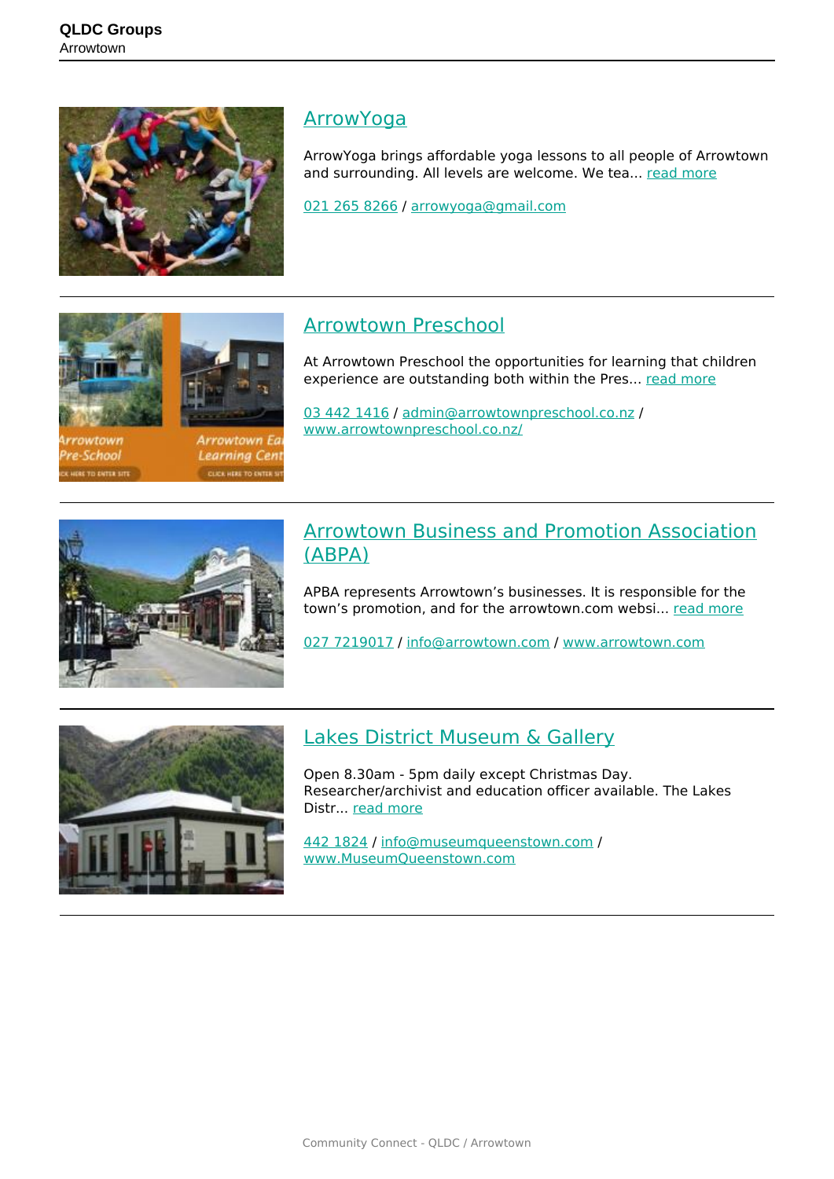## ArrowYoga

ArrowYoga brings affordable yoga lessons to all people of Arrowtown and surrounding. All levels are welcome. We tea... read more

021 265 8266 / arrowyoga@gmail.com

---

## Arrowtown Preschool

At Arrowtown Preschool the opportunities for learning that children experience are outstanding both within the Pres... read more

03 442 1416 / admin@arrowtownpreschool.co.nz / www.arrowtownpreschool.co.nz/

---

## Arrowtown Business and Promotion Association (ABPA)

APBA represents Arrowtown's businesses. It is responsible for the town's promotion, and for the arrowtown.com websi... read more

027 7219017 / info@arrowtown.com / www.arrowtown.com

---

## Lakes District Museum & Gallery

Open 8.30am - 5pm daily except Christmas Day. Researcher/archivist and education officer available. The Lakes Distr... read more

442 1824 / info@museumqueenstown.com / www.MuseumQueenstown.com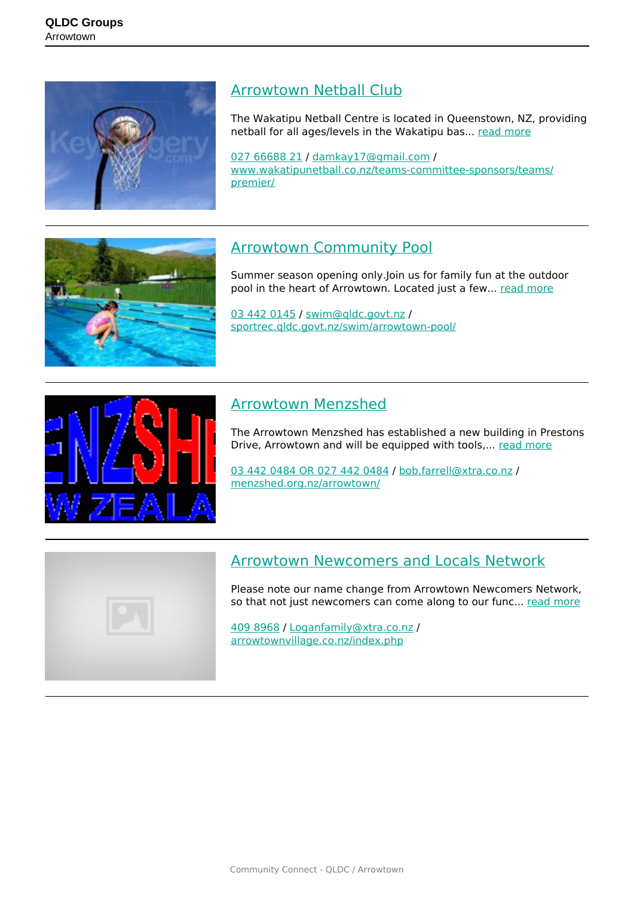## Arrowtown Netball Club

The Wakatipu Netball Centre is located in Queenstown, NZ, providing netball for all ages/levels in the Wakatipu bas... read more

027 66688 21 / damkay17@gmail.com / www.wakatipunetball.co.nz/teams-committee-sponsors/teams/premier/

---

## Arrowtown Community Pool

Summer season opening only.Join us for family fun at the outdoor pool in the heart of Arrowtown. Located just a few... read more

03 442 0145 / swim@qldc.govt.nz / sportrec.qldc.govt.nz/swim/arrowtown-pool/

---

## Arrowtown Menzshed

The Arrowtown Menzshed has established a new building in Prestons Drive, Arrowtown and will be equipped with tools,... read more

03 442 0484 OR 027 442 0484 / bob.farrell@xtra.co.nz / menzshed.org.nz/arrowtown/

---

## Arrowtown Newcomers and Locals Network

Please note our name change from Arrowtown Newcomers Network, so that not just newcomers can come along to our func... read more

409 8968 / Loganfamily@xtra.co.nz / arrowtownvillage.co.nz/index.php

---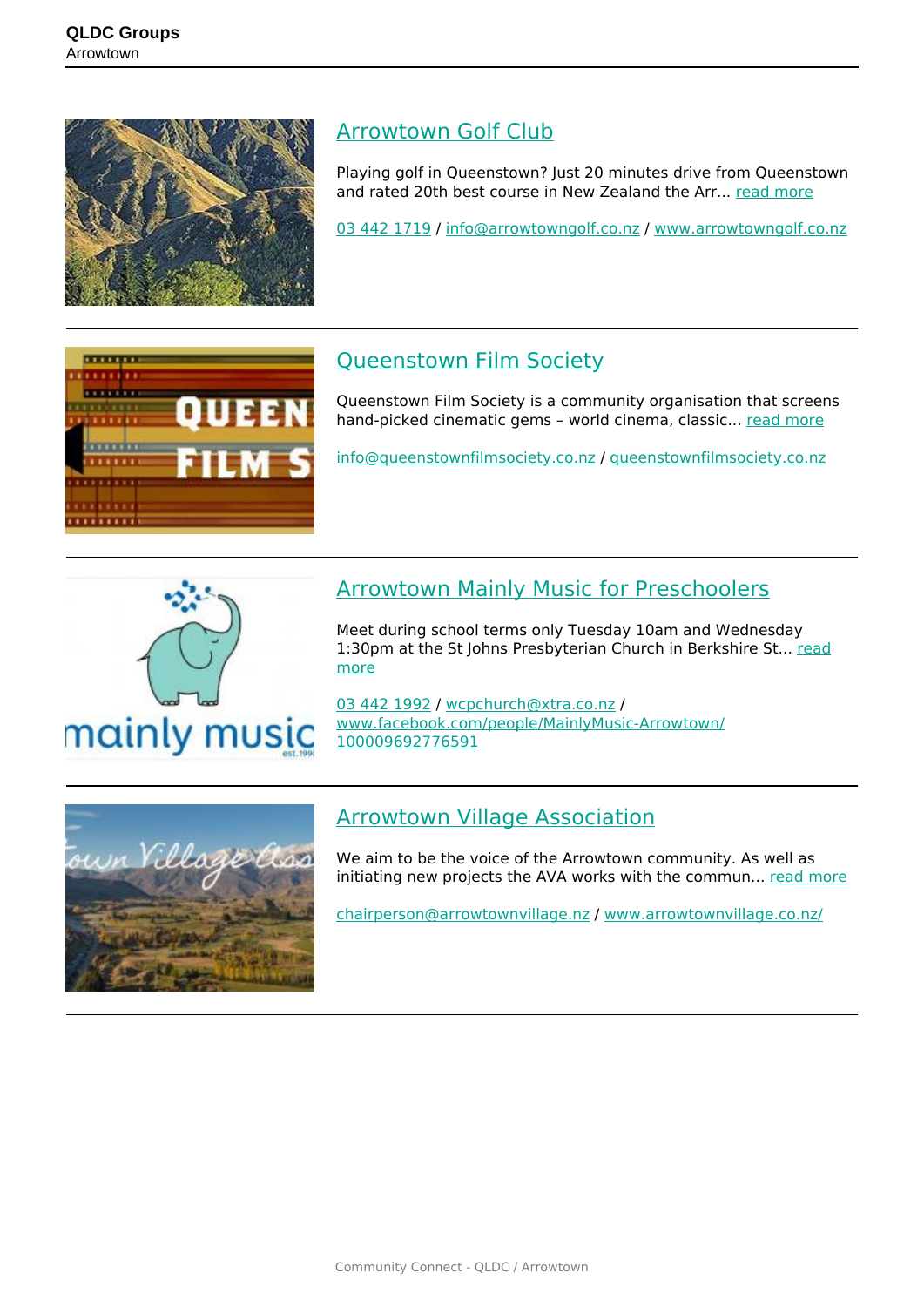## Arrowtown Golf Club

Playing golf in Queenstown? Just 20 minutes drive from Queenstown and rated 20th best course in New Zealand the Arr... read more

03 442 1719 / info@arrowtowngolf.co.nz / www.arrowtowngolf.co.nz

---

## Queenstown Film Society

Queenstown Film Society is a community organisation that screens hand-picked cinematic gems – world cinema, classic... read more

info@queenstownfilmsociety.co.nz / queenstownfilmsociety.co.nz

---

## Arrowtown Mainly Music for Preschoolers

Meet during school terms only Tuesday 10am and Wednesday 1:30pm at the St Johns Presbyterian Church in Berkshire St... read more

03 442 1992 / wcpchurch@xtra.co.nz / www.facebook.com/people/MainlyMusic-Arrowtown/100009692776591

---

## Arrowtown Village Association

We aim to be the voice of the Arrowtown community. As well as initiating new projects the AVA works with the commun... read more

chairperson@arrowtownvillage.nz / www.arrowtownvillage.co.nz/

---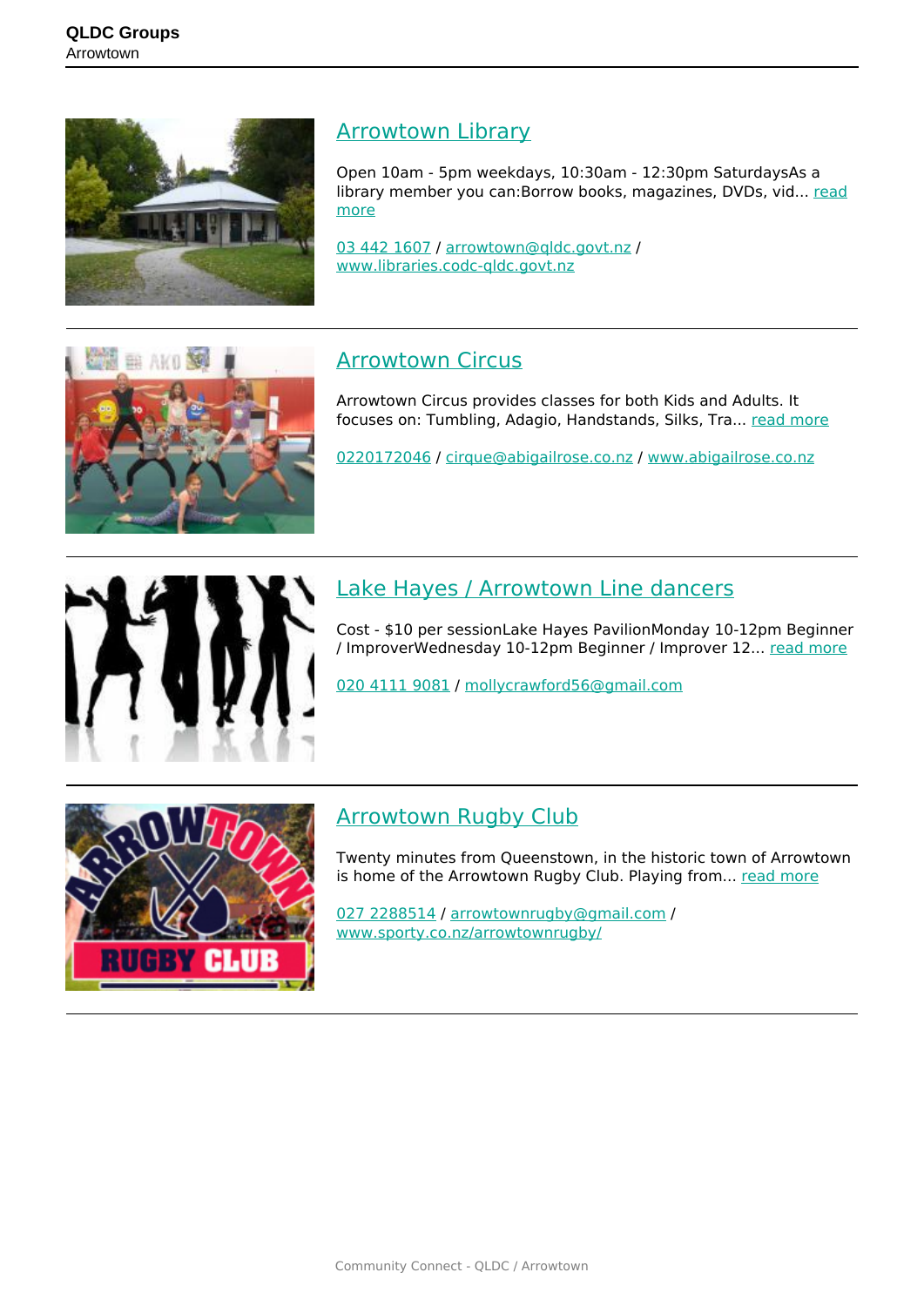## Arrowtown Library

Open 10am - 5pm weekdays, 10:30am - 12:30pm SaturdaysAs a library member you can:Borrow books, magazines, DVDs, vid... read more

03 442 1607 / arrowtown@qldc.govt.nz / www.libraries.codc-qldc.govt.nz

---

## Arrowtown Circus

Arrowtown Circus provides classes for both Kids and Adults. It focuses on: Tumbling, Adagio, Handstands, Silks, Tra... read more

0220172046 / cirque@abigailrose.co.nz / www.abigailrose.co.nz

---

## Lake Hayes / Arrowtown Line dancers

Cost - $10 per sessionLake Hayes PavilionMonday 10-12pm Beginner / ImproverWednesday 10-12pm Beginner / Improver 12... read more

020 4111 9081 / mollycrawford56@gmail.com

---

## Arrowtown Rugby Club

Twenty minutes from Queenstown, in the historic town of Arrowtown is home of the Arrowtown Rugby Club. Playing from... read more

027 2288514 / arrowtownrugby@gmail.com / www.sporty.co.nz/arrowtownrugby/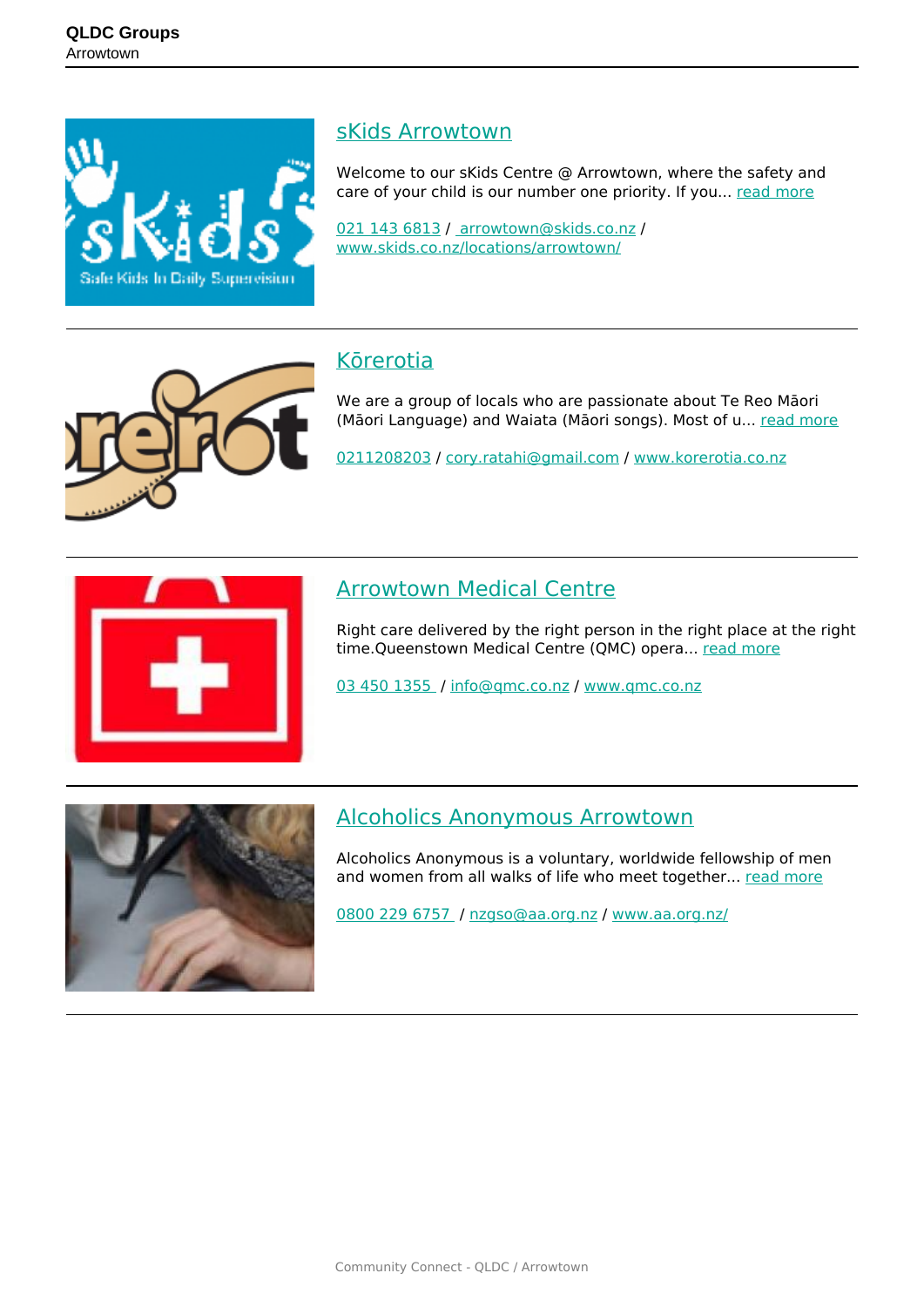## sKids Arrowtown

Welcome to our sKids Centre @ Arrowtown, where the safety and care of your child is our number one priority. If you... read more

021 143 6813 / arrowtown@skids.co.nz / www.skids.co.nz/locations/arrowtown/

---

## Kōrerotia

We are a group of locals who are passionate about Te Reo Māori (Māori Language) and Waiata (Māori songs). Most of u... read more

0211208203 / cory.ratahi@gmail.com / www.korerotia.co.nz

---

## Arrowtown Medical Centre

Right care delivered by the right person in the right place at the right time.Queenstown Medical Centre (QMC) opera... read more

03 450 1355 / info@qmc.co.nz / www.qmc.co.nz

---

## Alcoholics Anonymous Arrowtown

Alcoholics Anonymous is a voluntary, worldwide fellowship of men and women from all walks of life who meet together... read more

0800 229 6757 / nzgso@aa.org.nz / www.aa.org.nz/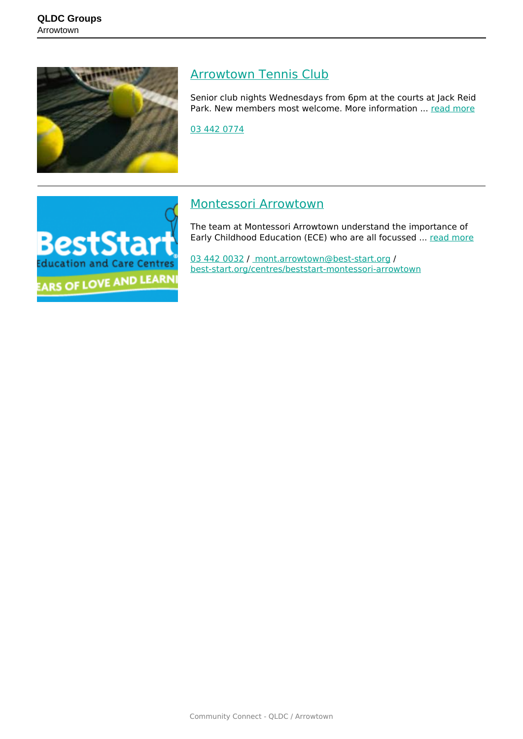## Arrowtown Tennis Club

Senior club nights Wednesdays from 6pm at the courts at Jack Reid Park. New members most welcome. More information ... read more

03 442 0774

---

## Montessori Arrowtown

The team at Montessori Arrowtown understand the importance of Early Childhood Education (ECE) who are all focussed ... read more

03 442 0032 / mont.arrowtown@best-start.org / best-start.org/centres/beststart-montessori-arrowtown